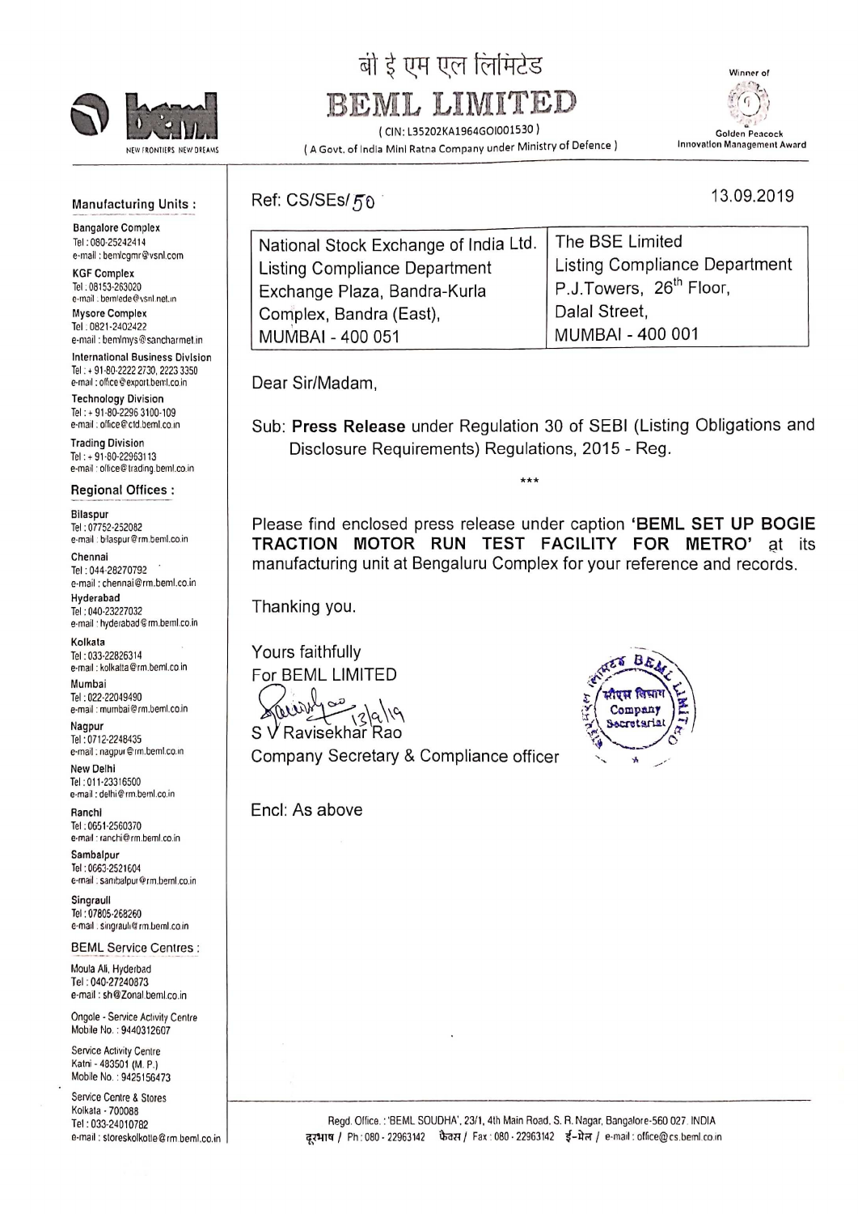# बी इ एम एल लिमिटेड

# BEML LIMITED

( CIN: L35202KA1964GOI001530 )

( A Govt. of India Mini Ratna Company under Ministry of Defence )

NEW FRONTIERS NEW DREAMS

Winner of Golden Peacock Innovation Management Award

**Manufacturing Units :**

Bangalore Complex
Tel : 080-25242414
e-mail : bemlcgmr@vsnl.com

KGF Complex
Tel : 08153-263020
e-mail : bemlede@vsnl.net.in

Mysore Complex
Tel : 0821-2402422
e-mail : bemlmys@sancharnet.in

International Business Division
Tel : + 91-80-2222 2730, 2223 3350
e-mail : office@export.beml.co.in

Technology Division
Tel : + 91-80-2296 3100-109
e-mail : office@ctd.beml.co.in

Trading Division
Tel : + 91-80-22963113
e-mail : office@trading.beml.co.in

**Regional Offices :**

Bilaspur
Tel : 07752-252082
e-mail : bilaspur@rm.beml.co.in

Chennai
Tel : 044-28270792
e-mail : chennai@rm.beml.co.in

Hyderabad
Tel : 040-23227032
e-mail : hyderabad@rm.beml.co.in

Kolkata
Tel : 033-22826314
e-mail : kolkatta@rm.beml.co.in

Mumbai
Tel : 022-22049490
e-mail : mumbai@rm.beml.co.in

Nagpur
Tel : 0712-2248435
e-mail : nagpur@rm.beml.co.in

New Delhi
Tel : 011-23316500
e-mail : delhi@rm.beml.co.in

Ranchi
Tel : 0651-2560370
e-mail : ranchi@rm.beml.co.in

Sambalpur
Tel : 0663-2521604
e-mail : sambalpur@rm.beml.co.in

Singrauli
Tel : 07805-268260
e-mail : singrauli@rm.beml.co.in

**BEML Service Centres :**

Moula Ali, Hyderbad
Tel : 040-27240873
e-mail : sh@Zonal.beml.co.in

Ongole - Service Activity Centre
Mobile No. : 9440312607

Service Activity Centre
Katni - 483501 (M. P.)
Mobile No. : 9425156473

Service Centre & Stores
Kolkata - 700088
Tel : 033-24010782
e-mail : storeskolkotte@rm.beml.co.in

Ref: CS/SEs/50

13.09.2019

| National Stock Exchange of India Ltd. | The BSE Limited |
|---|---|
| Listing Compliance Department | Listing Compliance Department |
| Exchange Plaza, Bandra-Kurla | P.J.Towers, 26th Floor, |
| Complex, Bandra (East), | Dalal Street, |
| MUMBAI - 400 051 | MUMBAI - 400 001 |

Dear Sir/Madam,

Sub: **Press Release** under Regulation 30 of SEBI (Listing Obligations and Disclosure Requirements) Regulations, 2015 - Reg.

***

Please find enclosed press release under caption **'BEML SET UP BOGIE TRACTION MOTOR RUN TEST FACILITY FOR METRO'** at its manufacturing unit at Bengaluru Complex for your reference and records.

Thanking you.

Yours faithfully
For BEML LIMITED

13/9/19
S V Ravisekhar Rao
Company Secretary & Compliance officer

Encl: As above

Regd. Office. : 'BEML SOUDHA', 23/1, 4th Main Road, S. R. Nagar, Bangalore-560 027. INDIA
दूरभाष / Ph : 080 - 22963142 फैक्स / Fax : 080 - 22963142 ई-मेल / e-mail : office@cs.beml.co.in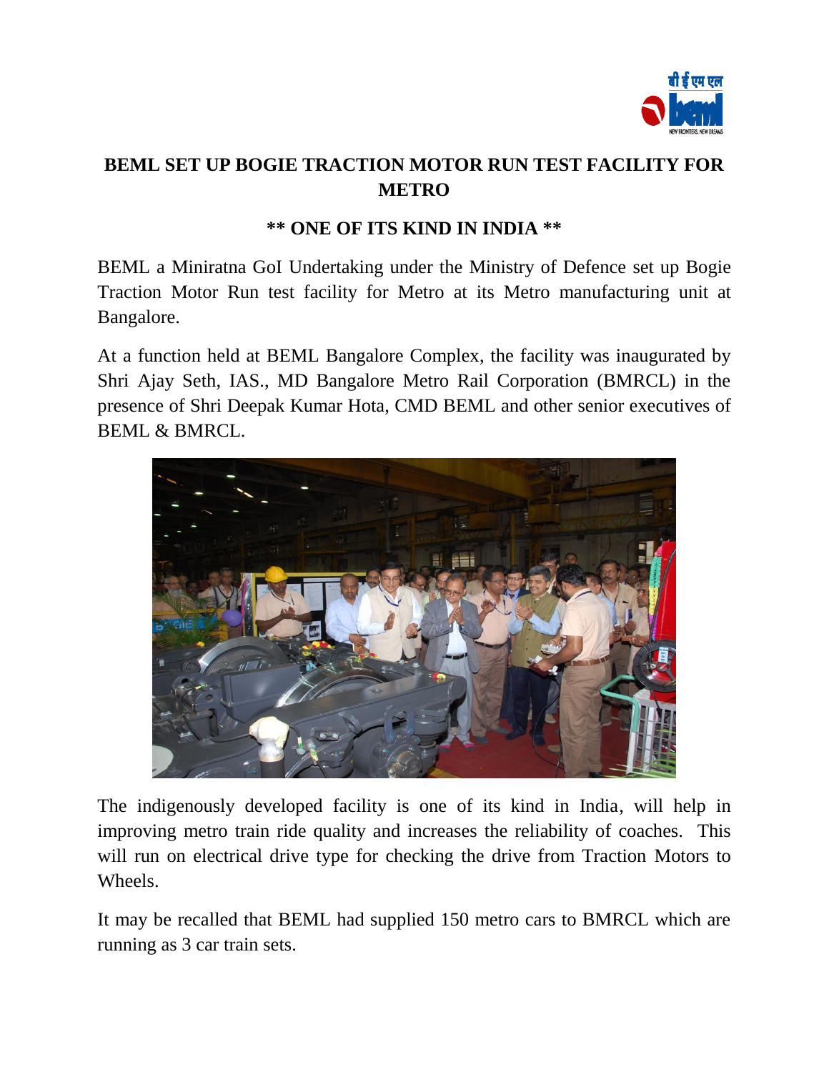# BEML SET UP BOGIE TRACTION MOTOR RUN TEST FACILITY FOR METRO

## ** ONE OF ITS KIND IN INDIA **

BEML a Miniratna GoI Undertaking under the Ministry of Defence set up Bogie Traction Motor Run test facility for Metro at its Metro manufacturing unit at Bangalore.

At a function held at BEML Bangalore Complex, the facility was inaugurated by Shri Ajay Seth, IAS., MD Bangalore Metro Rail Corporation (BMRCL) in the presence of Shri Deepak Kumar Hota, CMD BEML and other senior executives of BEML & BMRCL.

The indigenously developed facility is one of its kind in India, will help in improving metro train ride quality and increases the reliability of coaches. This will run on electrical drive type for checking the drive from Traction Motors to Wheels.

It may be recalled that BEML had supplied 150 metro cars to BMRCL which are running as 3 car train sets.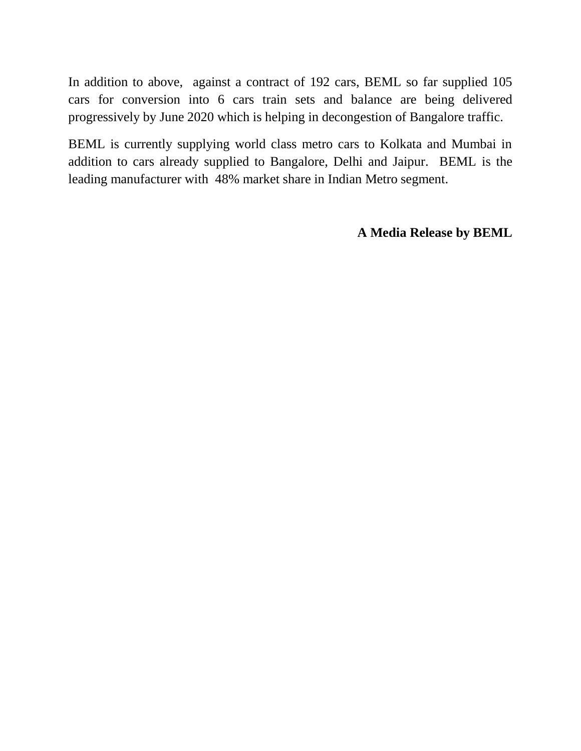In addition to above, against a contract of 192 cars, BEML so far supplied 105 cars for conversion into 6 cars train sets and balance are being delivered progressively by June 2020 which is helping in decongestion of Bangalore traffic.

BEML is currently supplying world class metro cars to Kolkata and Mumbai in addition to cars already supplied to Bangalore, Delhi and Jaipur. BEML is the leading manufacturer with 48% market share in Indian Metro segment.

**A Media Release by BEML**